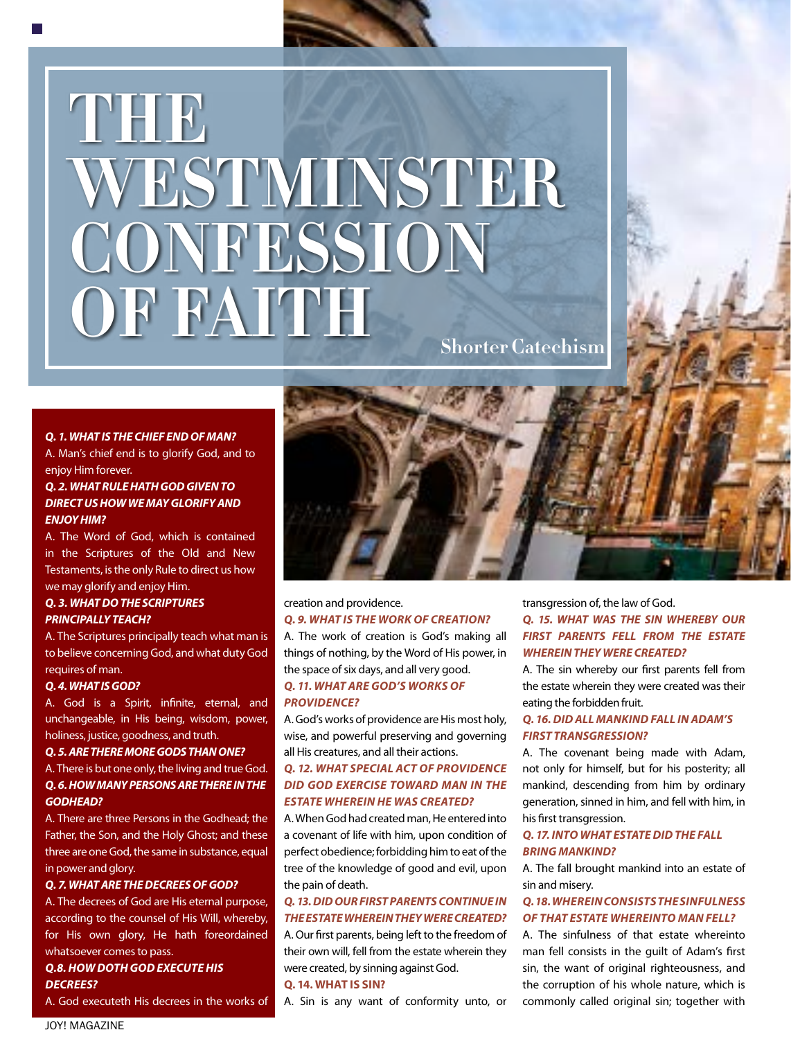# THE WESTMINSTER CONFESSION OF FAITH

## Shorter Catechism

***Q. 1. WHAT IS THE CHIEF END OF MAN?***

A. Man's chief end is to glorify God, and to enjoy Him forever.

***Q. 2. WHAT RULE HATH GOD GIVEN TO DIRECT US HOW WE MAY GLORIFY AND ENJOY HIM?***

A. The Word of God, which is contained in the Scriptures of the Old and New Testaments, is the only Rule to direct us how we may glorify and enjoy Him.

***Q. 3. WHAT DO THE SCRIPTURES PRINCIPALLY TEACH?***

A. The Scriptures principally teach what man is to believe concerning God, and what duty God requires of man.

***Q. 4. WHAT IS GOD?***

A. God is a Spirit, infinite, eternal, and unchangeable, in His being, wisdom, power, holiness, justice, goodness, and truth.

***Q. 5. ARE THERE MORE GODS THAN ONE?***

A. There is but one only, the living and true God.

***Q. 6. HOW MANY PERSONS ARE THERE IN THE GODHEAD?***

A. There are three Persons in the Godhead; the Father, the Son, and the Holy Ghost; and these three are one God, the same in substance, equal in power and glory.

***Q. 7. WHAT ARE THE DECREES OF GOD?***

A. The decrees of God are His eternal purpose, according to the counsel of His Will, whereby, for His own glory, He hath foreordained whatsoever comes to pass.

***Q.8. HOW DOTH GOD EXECUTE HIS DECREES?***

A. God executeth His decrees in the works of creation and providence.

***Q. 9. WHAT IS THE WORK OF CREATION?***

A. The work of creation is God's making all things of nothing, by the Word of His power, in the space of six days, and all very good.

***Q. 11. WHAT ARE GOD'S WORKS OF PROVIDENCE?***

A. God's works of providence are His most holy, wise, and powerful preserving and governing all His creatures, and all their actions.

***Q. 12. WHAT SPECIAL ACT OF PROVIDENCE DID GOD EXERCISE TOWARD MAN IN THE ESTATE WHEREIN HE WAS CREATED?***

A. When God had created man, He entered into a covenant of life with him, upon condition of perfect obedience; forbidding him to eat of the tree of the knowledge of good and evil, upon the pain of death.

***Q. 13. DID OUR FIRST PARENTS CONTINUE IN THE ESTATE WHEREIN THEY WERE CREATED?***

A. Our first parents, being left to the freedom of their own will, fell from the estate wherein they were created, by sinning against God.

***Q. 14. WHAT IS SIN?***

A. Sin is any want of conformity unto, or transgression of, the law of God.

***Q. 15. WHAT WAS THE SIN WHEREBY OUR FIRST PARENTS FELL FROM THE ESTATE WHEREIN THEY WERE CREATED?***

A. The sin whereby our first parents fell from the estate wherein they were created was their eating the forbidden fruit.

***Q. 16. DID ALL MANKIND FALL IN ADAM'S FIRST TRANSGRESSION?***

A. The covenant being made with Adam, not only for himself, but for his posterity; all mankind, descending from him by ordinary generation, sinned in him, and fell with him, in his first transgression.

***Q. 17. INTO WHAT ESTATE DID THE FALL BRING MANKIND?***

A. The fall brought mankind into an estate of sin and misery.

***Q. 18. WHEREIN CONSISTS THE SINFULNESS OF THAT ESTATE WHEREINTO MAN FELL?***

A. The sinfulness of that estate whereinto man fell consists in the guilt of Adam's first sin, the want of original righteousness, and the corruption of his whole nature, which is commonly called original sin; together with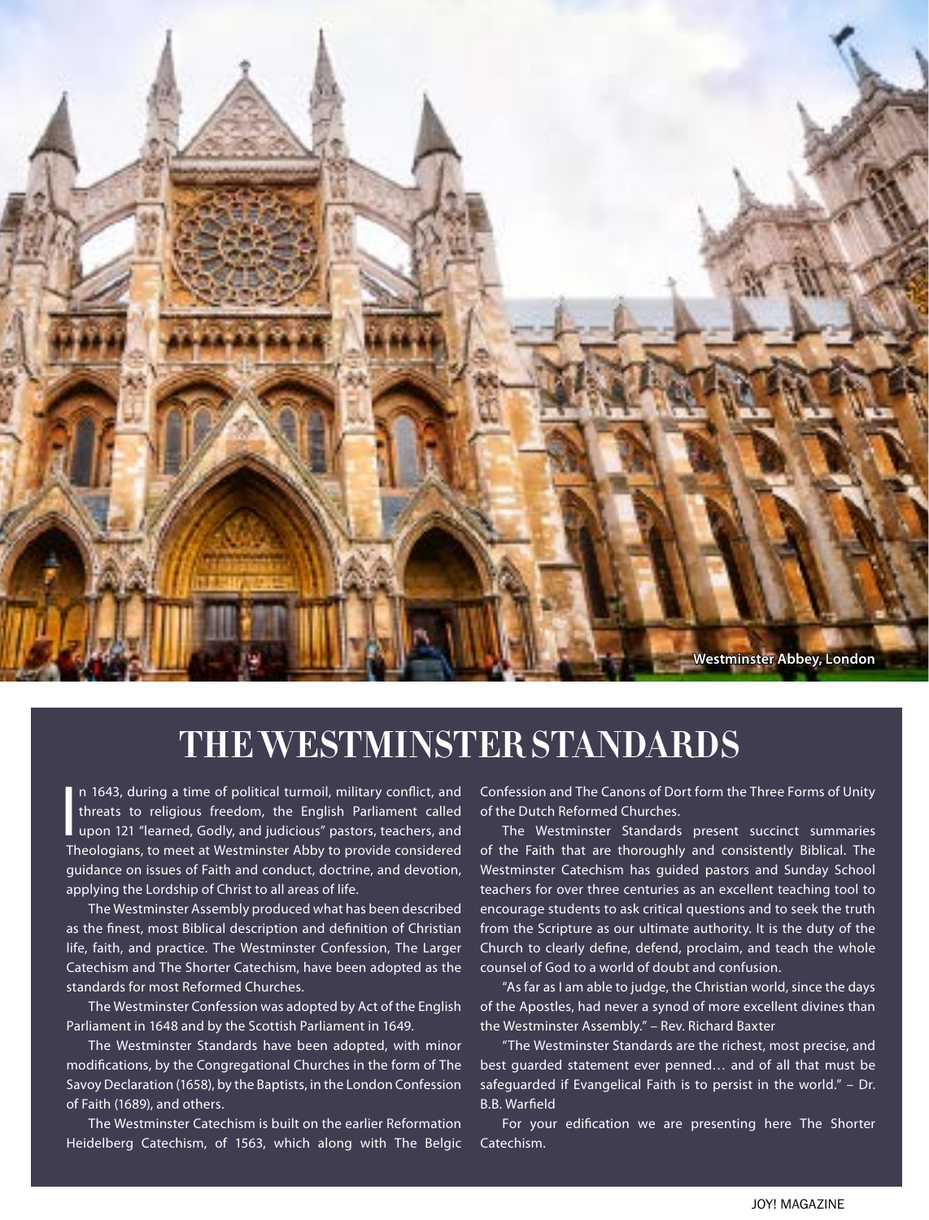Westminster Abbey, London

# THE WESTMINSTER STANDARDS

In 1643, during a time of political turmoil, military conflict, and threats to religious freedom, the English Parliament called upon 121 "learned, Godly, and judicious" pastors, teachers, and Theologians, to meet at Westminster Abby to provide considered guidance on issues of Faith and conduct, doctrine, and devotion, applying the Lordship of Christ to all areas of life.

The Westminster Assembly produced what has been described as the finest, most Biblical description and definition of Christian life, faith, and practice. The Westminster Confession, The Larger Catechism and The Shorter Catechism, have been adopted as the standards for most Reformed Churches.

The Westminster Confession was adopted by Act of the English Parliament in 1648 and by the Scottish Parliament in 1649.

The Westminster Standards have been adopted, with minor modifications, by the Congregational Churches in the form of The Savoy Declaration (1658), by the Baptists, in the London Confession of Faith (1689), and others.

The Westminster Catechism is built on the earlier Reformation Heidelberg Catechism, of 1563, which along with The Belgic Confession and The Canons of Dort form the Three Forms of Unity of the Dutch Reformed Churches.

The Westminster Standards present succinct summaries of the Faith that are thoroughly and consistently Biblical. The Westminster Catechism has guided pastors and Sunday School teachers for over three centuries as an excellent teaching tool to encourage students to ask critical questions and to seek the truth from the Scripture as our ultimate authority. It is the duty of the Church to clearly define, defend, proclaim, and teach the whole counsel of God to a world of doubt and confusion.

"As far as I am able to judge, the Christian world, since the days of the Apostles, had never a synod of more excellent divines than the Westminster Assembly." – Rev. Richard Baxter

"The Westminster Standards are the richest, most precise, and best guarded statement ever penned… and of all that must be safeguarded if Evangelical Faith is to persist in the world." – Dr. B.B. Warfield

For your edification we are presenting here The Shorter Catechism.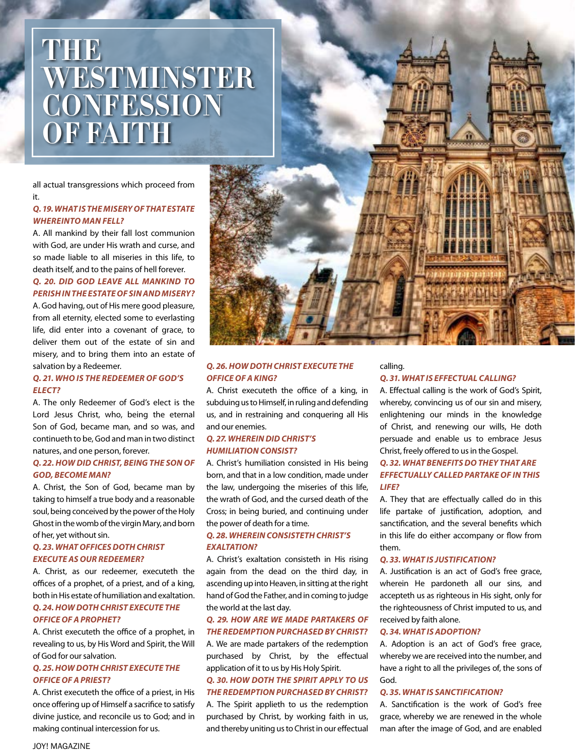# THE WESTMINSTER CONFESSION OF FAITH

all actual transgressions which proceed from it.

***Q. 19. WHAT IS THE MISERY OF THAT ESTATE WHEREINTO MAN FELL?***

A. All mankind by their fall lost communion with God, are under His wrath and curse, and so made liable to all miseries in this life, to death itself, and to the pains of hell forever.

***Q. 20. DID GOD LEAVE ALL MANKIND TO PERISH IN THE ESTATE OF SIN AND MISERY?***

A. God having, out of His mere good pleasure, from all eternity, elected some to everlasting life, did enter into a covenant of grace, to deliver them out of the estate of sin and misery, and to bring them into an estate of salvation by a Redeemer.

***Q. 21. WHO IS THE REDEEMER OF GOD'S ELECT?***

A. The only Redeemer of God's elect is the Lord Jesus Christ, who, being the eternal Son of God, became man, and so was, and continueth to be, God and man in two distinct natures, and one person, forever.

***Q. 22. HOW DID CHRIST, BEING THE SON OF GOD, BECOME MAN?***

A. Christ, the Son of God, became man by taking to himself a true body and a reasonable soul, being conceived by the power of the Holy Ghost in the womb of the virgin Mary, and born of her, yet without sin.

***Q. 23. WHAT OFFICES DOTH CHRIST EXECUTE AS OUR REDEEMER?***

A. Christ, as our redeemer, executeth the offices of a prophet, of a priest, and of a king, both in His estate of humiliation and exaltation.

***Q. 24. HOW DOTH CHRIST EXECUTE THE OFFICE OF A PROPHET?***

A. Christ executeth the office of a prophet, in revealing to us, by His Word and Spirit, the Will of God for our salvation.

***Q. 25. HOW DOTH CHRIST EXECUTE THE OFFICE OF A PRIEST?***

A. Christ executeth the office of a priest, in His once offering up of Himself a sacrifice to satisfy divine justice, and reconcile us to God; and in making continual intercession for us.

***Q. 26. HOW DOTH CHRIST EXECUTE THE OFFICE OF A KING?***

A. Christ executeth the office of a king, in subduing us to Himself, in ruling and defending us, and in restraining and conquering all His and our enemies.

***Q. 27. WHEREIN DID CHRIST'S HUMILIATION CONSIST?***

A. Christ's humiliation consisted in His being born, and that in a low condition, made under the law, undergoing the miseries of this life, the wrath of God, and the cursed death of the Cross; in being buried, and continuing under the power of death for a time.

***Q. 28. WHEREIN CONSISTETH CHRIST'S EXALTATION?***

A. Christ's exaltation consisteth in His rising again from the dead on the third day, in ascending up into Heaven, in sitting at the right hand of God the Father, and in coming to judge the world at the last day.

***Q. 29. HOW ARE WE MADE PARTAKERS OF THE REDEMPTION PURCHASED BY CHRIST?***

A. We are made partakers of the redemption purchased by Christ, by the effectual application of it to us by His Holy Spirit.

***Q. 30. HOW DOTH THE SPIRIT APPLY TO US THE REDEMPTION PURCHASED BY CHRIST?***

A. The Spirit applieth to us the redemption purchased by Christ, by working faith in us, and thereby uniting us to Christ in our effectual calling.

***Q. 31. WHAT IS EFFECTUAL CALLING?***

A. Effectual calling is the work of God's Spirit, whereby, convincing us of our sin and misery, enlightening our minds in the knowledge of Christ, and renewing our wills, He doth persuade and enable us to embrace Jesus Christ, freely offered to us in the Gospel.

***Q. 32. WHAT BENEFITS DO THEY THAT ARE EFFECTUALLY CALLED PARTAKE OF IN THIS LIFE?***

A. They that are effectually called do in this life partake of justification, adoption, and sanctification, and the several benefits which in this life do either accompany or flow from them.

***Q. 33. WHAT IS JUSTIFICATION?***

A. Justification is an act of God's free grace, wherein He pardoneth all our sins, and accepteth us as righteous in His sight, only for the righteousness of Christ imputed to us, and received by faith alone.

***Q. 34. WHAT IS ADOPTION?***

A. Adoption is an act of God's free grace, whereby we are received into the number, and have a right to all the privileges of, the sons of God.

***Q. 35. WHAT IS SANCTIFICATION?***

A. Sanctification is the work of God's free grace, whereby we are renewed in the whole man after the image of God, and are enabled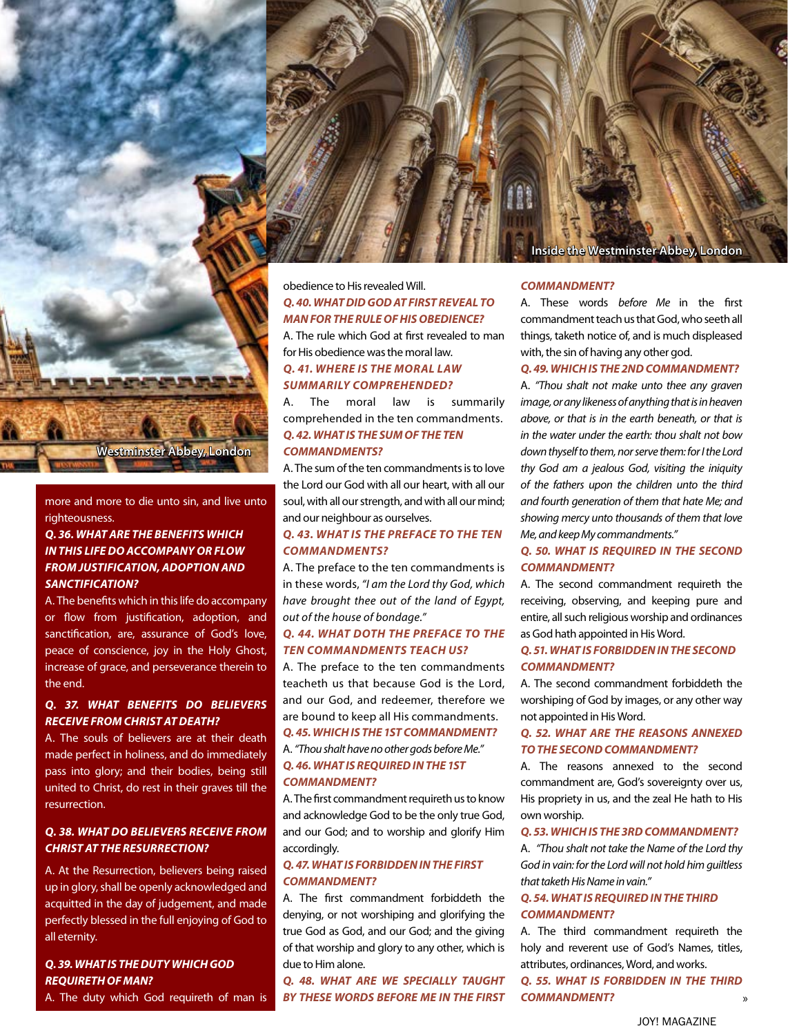Westminster Abbey, London

Inside the Westminster Abbey, London

more and more to die unto sin, and live unto righteousness.

**Q. 36. WHAT ARE THE BENEFITS WHICH IN THIS LIFE DO ACCOMPANY OR FLOW FROM JUSTIFICATION, ADOPTION AND SANCTIFICATION?**

A. The benefits which in this life do accompany or flow from justification, adoption, and sanctification, are, assurance of God's love, peace of conscience, joy in the Holy Ghost, increase of grace, and perseverance therein to the end.

**Q. 37. WHAT BENEFITS DO BELIEVERS RECEIVE FROM CHRIST AT DEATH?**

A. The souls of believers are at their death made perfect in holiness, and do immediately pass into glory; and their bodies, being still united to Christ, do rest in their graves till the resurrection.

**Q. 38. WHAT DO BELIEVERS RECEIVE FROM CHRIST AT THE RESURRECTION?**

A. At the Resurrection, believers being raised up in glory, shall be openly acknowledged and acquitted in the day of judgement, and made perfectly blessed in the full enjoying of God to all eternity.

**Q. 39. WHAT IS THE DUTY WHICH GOD REQUIRETH OF MAN?**

A. The duty which God requireth of man is obedience to His revealed Will.

**Q. 40. WHAT DID GOD AT FIRST REVEAL TO MAN FOR THE RULE OF HIS OBEDIENCE?**

A. The rule which God at first revealed to man for His obedience was the moral law.

**Q. 41. WHERE IS THE MORAL LAW SUMMARILY COMPREHENDED?**

A. The moral law is summarily comprehended in the ten commandments.

**Q. 42. WHAT IS THE SUM OF THE TEN COMMANDMENTS?**

A. The sum of the ten commandments is to love the Lord our God with all our heart, with all our soul, with all our strength, and with all our mind; and our neighbour as ourselves.

**Q. 43. WHAT IS THE PREFACE TO THE TEN COMMANDMENTS?**

A. The preface to the ten commandments is in these words, *"I am the Lord thy God, which have brought thee out of the land of Egypt, out of the house of bondage."*

**Q. 44. WHAT DOTH THE PREFACE TO THE TEN COMMANDMENTS TEACH US?**

A. The preface to the ten commandments teacheth us that because God is the Lord, and our God, and redeemer, therefore we are bound to keep all His commandments.

**Q. 45. WHICH IS THE 1ST COMMANDMENT?**

A. *"Thou shalt have no other gods before Me."*

**Q. 46. WHAT IS REQUIRED IN THE 1ST COMMANDMENT?**

A. The first commandment requireth us to know and acknowledge God to be the only true God, and our God; and to worship and glorify Him accordingly.

**Q. 47. WHAT IS FORBIDDEN IN THE FIRST COMMANDMENT?**

A. The first commandment forbiddeth the denying, or not worshiping and glorifying the true God as God, and our God; and the giving of that worship and glory to any other, which is due to Him alone.

**Q. 48. WHAT ARE WE SPECIALLY TAUGHT BY THESE WORDS BEFORE ME IN THE FIRST COMMANDMENT?**

A. These words *before Me* in the first commandment teach us that God, who seeth all things, taketh notice of, and is much displeased with, the sin of having any other god.

**Q. 49. WHICH IS THE 2ND COMMANDMENT?**

A. *"Thou shalt not make unto thee any graven image, or any likeness of anything that is in heaven above, or that is in the earth beneath, or that is in the water under the earth: thou shalt not bow down thyself to them, nor serve them: for I the Lord thy God am a jealous God, visiting the iniquity of the fathers upon the children unto the third and fourth generation of them that hate Me; and showing mercy unto thousands of them that love Me, and keep My commandments."*

**Q. 50. WHAT IS REQUIRED IN THE SECOND COMMANDMENT?**

A. The second commandment requireth the receiving, observing, and keeping pure and entire, all such religious worship and ordinances as God hath appointed in His Word.

**Q. 51. WHAT IS FORBIDDEN IN THE SECOND COMMANDMENT?**

A. The second commandment forbiddeth the worshiping of God by images, or any other way not appointed in His Word.

**Q. 52. WHAT ARE THE REASONS ANNEXED TO THE SECOND COMMANDMENT?**

A. The reasons annexed to the second commandment are, God's sovereignty over us, His propriety in us, and the zeal He hath to His own worship.

**Q. 53. WHICH IS THE 3RD COMMANDMENT?**

A. *"Thou shalt not take the Name of the Lord thy God in vain: for the Lord will not hold him guiltless that taketh His Name in vain."*

**Q. 54. WHAT IS REQUIRED IN THE THIRD COMMANDMENT?**

A. The third commandment requireth the holy and reverent use of God's Names, titles, attributes, ordinances, Word, and works.

**Q. 55. WHAT IS FORBIDDEN IN THE THIRD COMMANDMENT?** »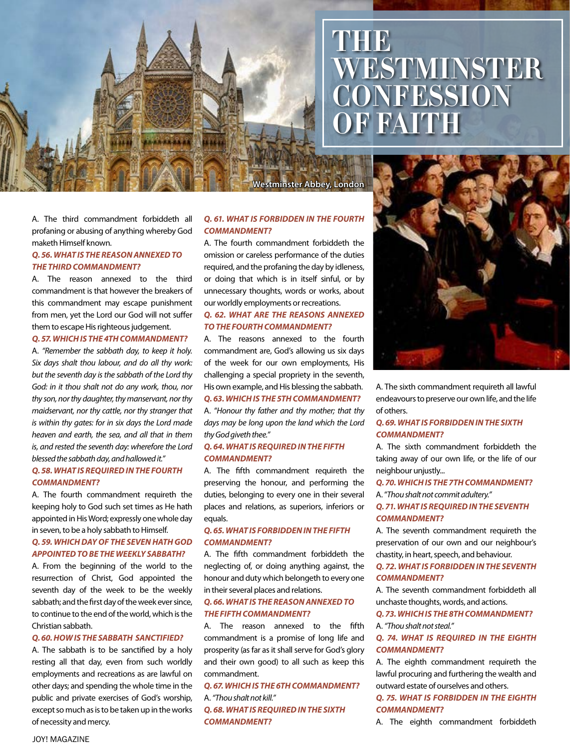# THE WESTMINSTER CONFESSION OF FAITH

Westminster Abbey, London

A. The third commandment forbiddeth all profaning or abusing of anything whereby God maketh Himself known.

***Q. 56. WHAT IS THE REASON ANNEXED TO THE THIRD COMMANDMENT?***

A. The reason annexed to the third commandment is that however the breakers of this commandment may escape punishment from men, yet the Lord our God will not suffer them to escape His righteous judgement.

***Q. 57. WHICH IS THE 4TH COMMANDMENT?***

A. *"Remember the sabbath day, to keep it holy. Six days shalt thou labour, and do all thy work: but the seventh day is the sabbath of the Lord thy God: in it thou shalt not do any work, thou, nor thy son, nor thy daughter, thy manservant, nor thy maidservant, nor thy cattle, nor thy stranger that is within thy gates: for in six days the Lord made heaven and earth, the sea, and all that in them is, and rested the seventh day: wherefore the Lord blessed the sabbath day, and hallowed it."*

***Q. 58. WHAT IS REQUIRED IN THE FOURTH COMMANDMENT?***

A. The fourth commandment requireth the keeping holy to God such set times as He hath appointed in His Word; expressly one whole day in seven, to be a holy sabbath to Himself.

***Q. 59. WHICH DAY OF THE SEVEN HATH GOD APPOINTED TO BE THE WEEKLY SABBATH?***

A. From the beginning of the world to the resurrection of Christ, God appointed the seventh day of the week to be the weekly sabbath; and the first day of the week ever since, to continue to the end of the world, which is the Christian sabbath.

***Q. 60. HOW IS THE SABBATH SANCTIFIED?***

A. The sabbath is to be sanctified by a holy resting all that day, even from such worldly employments and recreations as are lawful on other days; and spending the whole time in the public and private exercises of God's worship, except so much as is to be taken up in the works of necessity and mercy.

***Q. 61. WHAT IS FORBIDDEN IN THE FOURTH COMMANDMENT?***

A. The fourth commandment forbiddeth the omission or careless performance of the duties required, and the profaning the day by idleness, or doing that which is in itself sinful, or by unnecessary thoughts, words or works, about our worldly employments or recreations.

***Q. 62. WHAT ARE THE REASONS ANNEXED TO THE FOURTH COMMANDMENT?***

A. The reasons annexed to the fourth commandment are, God's allowing us six days of the week for our own employments, His challenging a special propriety in the seventh, His own example, and His blessing the sabbath.

***Q. 63. WHICH IS THE 5TH COMMANDMENT?***

A. *"Honour thy father and thy mother; that thy days may be long upon the land which the Lord thy God giveth thee."*

***Q. 64. WHAT IS REQUIRED IN THE FIFTH COMMANDMENT?***

A. The fifth commandment requireth the preserving the honour, and performing the duties, belonging to every one in their several places and relations, as superiors, inferiors or equals.

***Q. 65. WHAT IS FORBIDDEN IN THE FIFTH COMMANDMENT?***

A. The fifth commandment forbiddeth the neglecting of, or doing anything against, the honour and duty which belongeth to every one in their several places and relations.

***Q. 66. WHAT IS THE REASON ANNEXED TO THE FIFTH COMMANDMENT?***

A. The reason annexed to the fifth commandment is a promise of long life and prosperity (as far as it shall serve for God's glory and their own good) to all such as keep this commandment.

***Q. 67. WHICH IS THE 6TH COMMANDMENT?***

A. *"Thou shalt not kill."*

***Q. 68. WHAT IS REQUIRED IN THE SIXTH COMMANDMENT?***

A. The sixth commandment requireth all lawful endeavours to preserve our own life, and the life of others.

***Q. 69. WHAT IS FORBIDDEN IN THE SIXTH COMMANDMENT?***

A. The sixth commandment forbiddeth the taking away of our own life, or the life of our neighbour unjustly...

***Q. 70. WHICH IS THE 7TH COMMANDMENT?***

A. *"Thou shalt not commit adultery."*

***Q. 71. WHAT IS REQUIRED IN THE SEVENTH COMMANDMENT?***

A. The seventh commandment requireth the preservation of our own and our neighbour's chastity, in heart, speech, and behaviour.

***Q. 72. WHAT IS FORBIDDEN IN THE SEVENTH COMMANDMENT?***

A. The seventh commandment forbiddeth all unchaste thoughts, words, and actions.

***Q. 73. WHICH IS THE 8TH COMMANDMENT?***

A. *"Thou shalt not steal."*

***Q. 74. WHAT IS REQUIRED IN THE EIGHTH COMMANDMENT?***

A. The eighth commandment requireth the lawful procuring and furthering the wealth and outward estate of ourselves and others.

***Q. 75. WHAT IS FORBIDDEN IN THE EIGHTH COMMANDMENT?***

A. The eighth commandment forbiddeth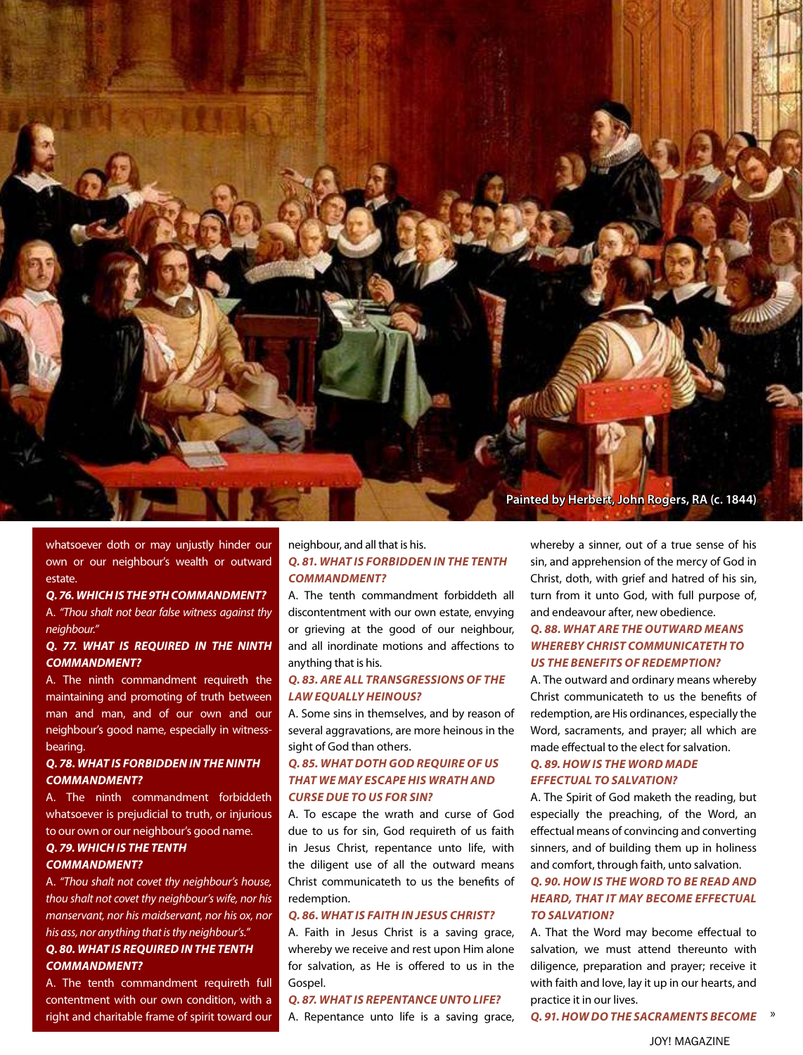Painted by Herbert, John Rogers, RA (c. 1844)

whatsoever doth or may unjustly hinder our own or our neighbour's wealth or outward estate.

***Q. 76. WHICH IS THE 9TH COMMANDMENT?***

A. *"Thou shalt not bear false witness against thy neighbour."*

***Q. 77. WHAT IS REQUIRED IN THE NINTH COMMANDMENT?***

A. The ninth commandment requireth the maintaining and promoting of truth between man and man, and of our own and our neighbour's good name, especially in witness-bearing.

***Q. 78. WHAT IS FORBIDDEN IN THE NINTH COMMANDMENT?***

A. The ninth commandment forbiddeth whatsoever is prejudicial to truth, or injurious to our own or our neighbour's good name.

***Q. 79. WHICH IS THE TENTH COMMANDMENT?***

A. *"Thou shalt not covet thy neighbour's house, thou shalt not covet thy neighbour's wife, nor his manservant, nor his maidservant, nor his ox, nor his ass, nor anything that is thy neighbour's."*

***Q. 80. WHAT IS REQUIRED IN THE TENTH COMMANDMENT?***

A. The tenth commandment requireth full contentment with our own condition, with a right and charitable frame of spirit toward our neighbour, and all that is his.

***Q. 81. WHAT IS FORBIDDEN IN THE TENTH COMMANDMENT?***

A. The tenth commandment forbiddeth all discontentment with our own estate, envying or grieving at the good of our neighbour, and all inordinate motions and affections to anything that is his.

***Q. 83. ARE ALL TRANSGRESSIONS OF THE LAW EQUALLY HEINOUS?***

A. Some sins in themselves, and by reason of several aggravations, are more heinous in the sight of God than others.

***Q. 85. WHAT DOTH GOD REQUIRE OF US THAT WE MAY ESCAPE HIS WRATH AND CURSE DUE TO US FOR SIN?***

A. To escape the wrath and curse of God due to us for sin, God requireth of us faith in Jesus Christ, repentance unto life, with the diligent use of all the outward means Christ communicateth to us the benefits of redemption.

***Q. 86. WHAT IS FAITH IN JESUS CHRIST?***

A. Faith in Jesus Christ is a saving grace, whereby we receive and rest upon Him alone for salvation, as He is offered to us in the Gospel.

***Q. 87. WHAT IS REPENTANCE UNTO LIFE?***

A. Repentance unto life is a saving grace, whereby a sinner, out of a true sense of his sin, and apprehension of the mercy of God in Christ, doth, with grief and hatred of his sin, turn from it unto God, with full purpose of, and endeavour after, new obedience.

***Q. 88. WHAT ARE THE OUTWARD MEANS WHEREBY CHRIST COMMUNICATETH TO US THE BENEFITS OF REDEMPTION?***

A. The outward and ordinary means whereby Christ communicateth to us the benefits of redemption, are His ordinances, especially the Word, sacraments, and prayer; all which are made effectual to the elect for salvation.

***Q. 89. HOW IS THE WORD MADE EFFECTUAL TO SALVATION?***

A. The Spirit of God maketh the reading, but especially the preaching, of the Word, an effectual means of convincing and converting sinners, and of building them up in holiness and comfort, through faith, unto salvation.

***Q. 90. HOW IS THE WORD TO BE READ AND HEARD, THAT IT MAY BECOME EFFECTUAL TO SALVATION?***

A. That the Word may become effectual to salvation, we must attend thereunto with diligence, preparation and prayer; receive it with faith and love, lay it up in our hearts, and practice it in our lives.

***Q. 91. HOW DO THE SACRAMENTS BECOME*** »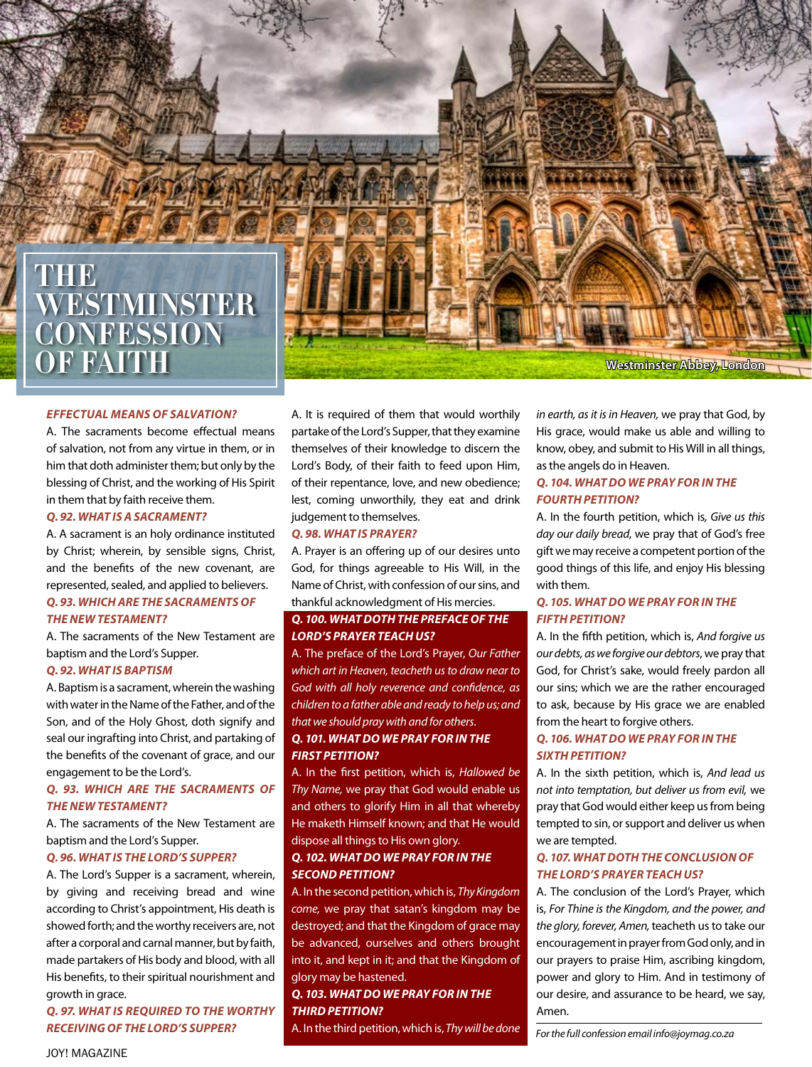# THE WESTMINSTER CONFESSION OF FAITH

Westminster Abbey, London

***EFFECTUAL MEANS OF SALVATION?***

A. The sacraments become effectual means of salvation, not from any virtue in them, or in him that doth administer them; but only by the blessing of Christ, and the working of His Spirit in them that by faith receive them.

***Q. 92. WHAT IS A SACRAMENT?***

A. A sacrament is an holy ordinance instituted by Christ; wherein, by sensible signs, Christ, and the benefits of the new covenant, are represented, sealed, and applied to believers.

***Q. 93. WHICH ARE THE SACRAMENTS OF THE NEW TESTAMENT?***

A. The sacraments of the New Testament are baptism and the Lord's Supper.

***Q. 92. WHAT IS BAPTISM***

A. Baptism is a sacrament, wherein the washing with water in the Name of the Father, and of the Son, and of the Holy Ghost, doth signify and seal our ingrafting into Christ, and partaking of the benefits of the covenant of grace, and our engagement to be the Lord's.

***Q. 93. WHICH ARE THE SACRAMENTS OF THE NEW TESTAMENT?***

A. The sacraments of the New Testament are baptism and the Lord's Supper.

***Q. 96. WHAT IS THE LORD'S SUPPER?***

A. The Lord's Supper is a sacrament, wherein, by giving and receiving bread and wine according to Christ's appointment, His death is showed forth; and the worthy receivers are, not after a corporal and carnal manner, but by faith, made partakers of His body and blood, with all His benefits, to their spiritual nourishment and growth in grace.

***Q. 97. WHAT IS REQUIRED TO THE WORTHY RECEIVING OF THE LORD'S SUPPER?***

A. It is required of them that would worthily partake of the Lord's Supper, that they examine themselves of their knowledge to discern the Lord's Body, of their faith to feed upon Him, of their repentance, love, and new obedience; lest, coming unworthily, they eat and drink judgement to themselves.

***Q. 98. WHAT IS PRAYER?***

A. Prayer is an offering up of our desires unto God, for things agreeable to His Will, in the Name of Christ, with confession of our sins, and thankful acknowledgment of His mercies.

***Q. 100. WHAT DOTH THE PREFACE OF THE LORD'S PRAYER TEACH US?***

A. The preface of the Lord's Prayer, *Our Father which art in Heaven, teacheth us to draw near to God with all holy reverence and confidence, as children to a father able and ready to help us; and that we should pray with and for others.*

***Q. 101. WHAT DO WE PRAY FOR IN THE FIRST PETITION?***

A. In the first petition, which is, *Hallowed be Thy Name,* we pray that God would enable us and others to glorify Him in all that whereby He maketh Himself known; and that He would dispose all things to His own glory.

***Q. 102. WHAT DO WE PRAY FOR IN THE SECOND PETITION?***

A. In the second petition, which is, *Thy Kingdom come,* we pray that satan's kingdom may be destroyed; and that the Kingdom of grace may be advanced, ourselves and others brought into it, and kept in it; and that the Kingdom of glory may be hastened.

***Q. 103. WHAT DO WE PRAY FOR IN THE THIRD PETITION?***

A. In the third petition, which is, *Thy will be done in earth, as it is in Heaven,* we pray that God, by His grace, would make us able and willing to know, obey, and submit to His Will in all things, as the angels do in Heaven.

***Q. 104. WHAT DO WE PRAY FOR IN THE FOURTH PETITION?***

A. In the fourth petition, which is, *Give us this day our daily bread*, we pray that of God's free gift we may receive a competent portion of the good things of this life, and enjoy His blessing with them.

***Q. 105. WHAT DO WE PRAY FOR IN THE FIFTH PETITION?***

A. In the fifth petition, which is, *And forgive us our debts, as we forgive our debtors*, we pray that God, for Christ's sake, would freely pardon all our sins; which we are the rather encouraged to ask, because by His grace we are enabled from the heart to forgive others.

***Q. 106. WHAT DO WE PRAY FOR IN THE SIXTH PETITION?***

A. In the sixth petition, which is, *And lead us not into temptation, but deliver us from evil,* we pray that God would either keep us from being tempted to sin, or support and deliver us when we are tempted.

***Q. 107. WHAT DOTH THE CONCLUSION OF THE LORD'S PRAYER TEACH US?***

A. The conclusion of the Lord's Prayer, which is, *For Thine is the Kingdom, and the power, and the glory, forever, Amen,* teacheth us to take our encouragement in prayer from God only, and in our prayers to praise Him, ascribing kingdom, power and glory to Him. And in testimony of our desire, and assurance to be heard, we say, Amen.

*For the full confession email info@joymag.co.za*